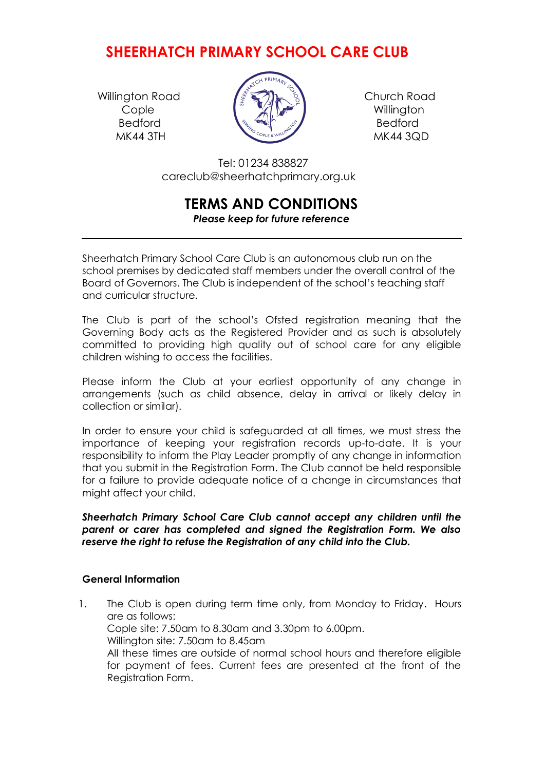# SHEERHATCH PRIMARY SCHOOL CARE CLUB

Willington Road
Cople
Bedford
MK44 3TH

Church Road
Willington
Bedford
MK44 3QD

Tel: 01234 838827
careclub@sheerhatchprimary.org.uk

## TERMS AND CONDITIONS

***Please keep for future reference***

---

Sheerhatch Primary School Care Club is an autonomous club run on the school premises by dedicated staff members under the overall control of the Board of Governors. The Club is independent of the school's teaching staff and curricular structure.

The Club is part of the school's Ofsted registration meaning that the Governing Body acts as the Registered Provider and as such is absolutely committed to providing high quality out of school care for any eligible children wishing to access the facilities.

Please inform the Club at your earliest opportunity of any change in arrangements (such as child absence, delay in arrival or likely delay in collection or similar).

In order to ensure your child is safeguarded at all times, we must stress the importance of keeping your registration records up-to-date. It is your responsibility to inform the Play Leader promptly of any change in information that you submit in the Registration Form. The Club cannot be held responsible for a failure to provide adequate notice of a change in circumstances that might affect your child.

***Sheerhatch Primary School Care Club cannot accept any children until the parent or carer has completed and signed the Registration Form. We also reserve the right to refuse the Registration of any child into the Club.***

### General Information

1. The Club is open during term time only, from Monday to Friday. Hours are as follows:
   Cople site: 7.50am to 8.30am and 3.30pm to 6.00pm.
   Willington site: 7.50am to 8.45am
   All these times are outside of normal school hours and therefore eligible for payment of fees. Current fees are presented at the front of the Registration Form.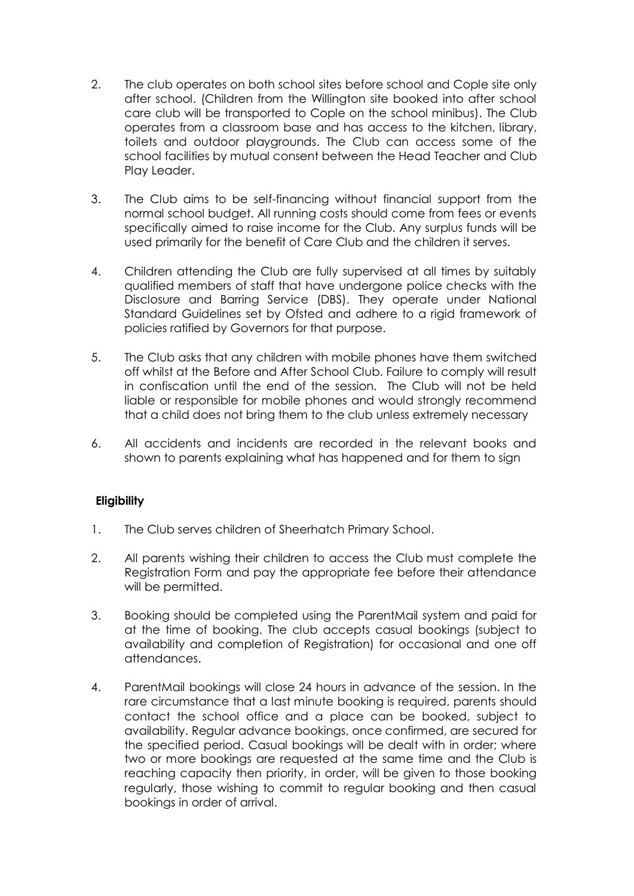2. The club operates on both school sites before school and Cople site only after school. (Children from the Willington site booked into after school care club will be transported to Cople on the school minibus). The Club operates from a classroom base and has access to the kitchen, library, toilets and outdoor playgrounds. The Club can access some of the school facilities by mutual consent between the Head Teacher and Club Play Leader.

3. The Club aims to be self-financing without financial support from the normal school budget. All running costs should come from fees or events specifically aimed to raise income for the Club. Any surplus funds will be used primarily for the benefit of Care Club and the children it serves.

4. Children attending the Club are fully supervised at all times by suitably qualified members of staff that have undergone police checks with the Disclosure and Barring Service (DBS). They operate under National Standard Guidelines set by Ofsted and adhere to a rigid framework of policies ratified by Governors for that purpose.

5. The Club asks that any children with mobile phones have them switched off whilst at the Before and After School Club. Failure to comply will result in confiscation until the end of the session. The Club will not be held liable or responsible for mobile phones and would strongly recommend that a child does not bring them to the club unless extremely necessary

6. All accidents and incidents are recorded in the relevant books and shown to parents explaining what has happened and for them to sign

**Eligibility**

1. The Club serves children of Sheerhatch Primary School.

2. All parents wishing their children to access the Club must complete the Registration Form and pay the appropriate fee before their attendance will be permitted.

3. Booking should be completed using the ParentMail system and paid for at the time of booking. The club accepts casual bookings (subject to availability and completion of Registration) for occasional and one off attendances.

4. ParentMail bookings will close 24 hours in advance of the session. In the rare circumstance that a last minute booking is required, parents should contact the school office and a place can be booked, subject to availability. Regular advance bookings, once confirmed, are secured for the specified period. Casual bookings will be dealt with in order; where two or more bookings are requested at the same time and the Club is reaching capacity then priority, in order, will be given to those booking regularly, those wishing to commit to regular booking and then casual bookings in order of arrival.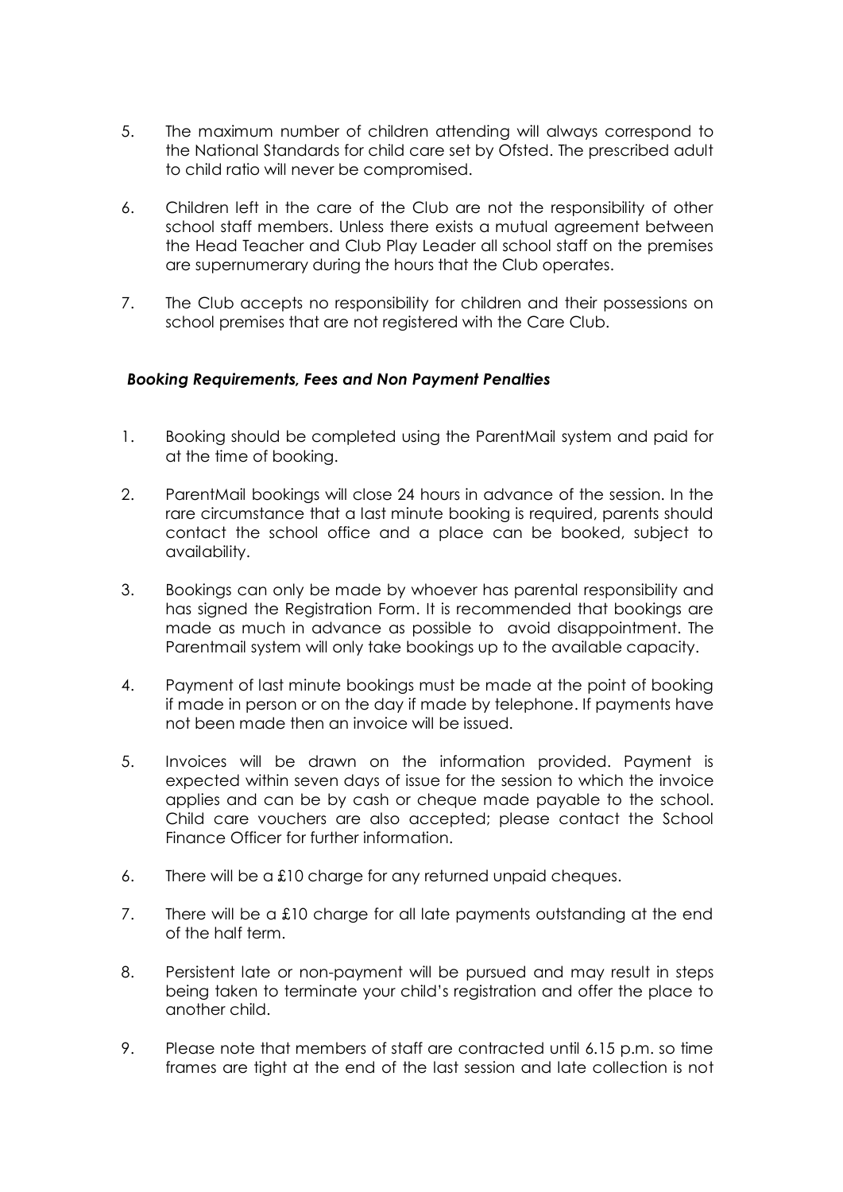5. The maximum number of children attending will always correspond to the National Standards for child care set by Ofsted. The prescribed adult to child ratio will never be compromised.

6. Children left in the care of the Club are not the responsibility of other school staff members. Unless there exists a mutual agreement between the Head Teacher and Club Play Leader all school staff on the premises are supernumerary during the hours that the Club operates.

7. The Club accepts no responsibility for children and their possessions on school premises that are not registered with the Care Club.

***Booking Requirements, Fees and Non Payment Penalties***

1. Booking should be completed using the ParentMail system and paid for at the time of booking.

2. ParentMail bookings will close 24 hours in advance of the session. In the rare circumstance that a last minute booking is required, parents should contact the school office and a place can be booked, subject to availability.

3. Bookings can only be made by whoever has parental responsibility and has signed the Registration Form. It is recommended that bookings are made as much in advance as possible to avoid disappointment. The Parentmail system will only take bookings up to the available capacity.

4. Payment of last minute bookings must be made at the point of booking if made in person or on the day if made by telephone. If payments have not been made then an invoice will be issued.

5. Invoices will be drawn on the information provided. Payment is expected within seven days of issue for the session to which the invoice applies and can be by cash or cheque made payable to the school. Child care vouchers are also accepted; please contact the School Finance Officer for further information.

6. There will be a £10 charge for any returned unpaid cheques.

7. There will be a £10 charge for all late payments outstanding at the end of the half term.

8. Persistent late or non-payment will be pursued and may result in steps being taken to terminate your child's registration and offer the place to another child.

9. Please note that members of staff are contracted until 6.15 p.m. so time frames are tight at the end of the last session and late collection is not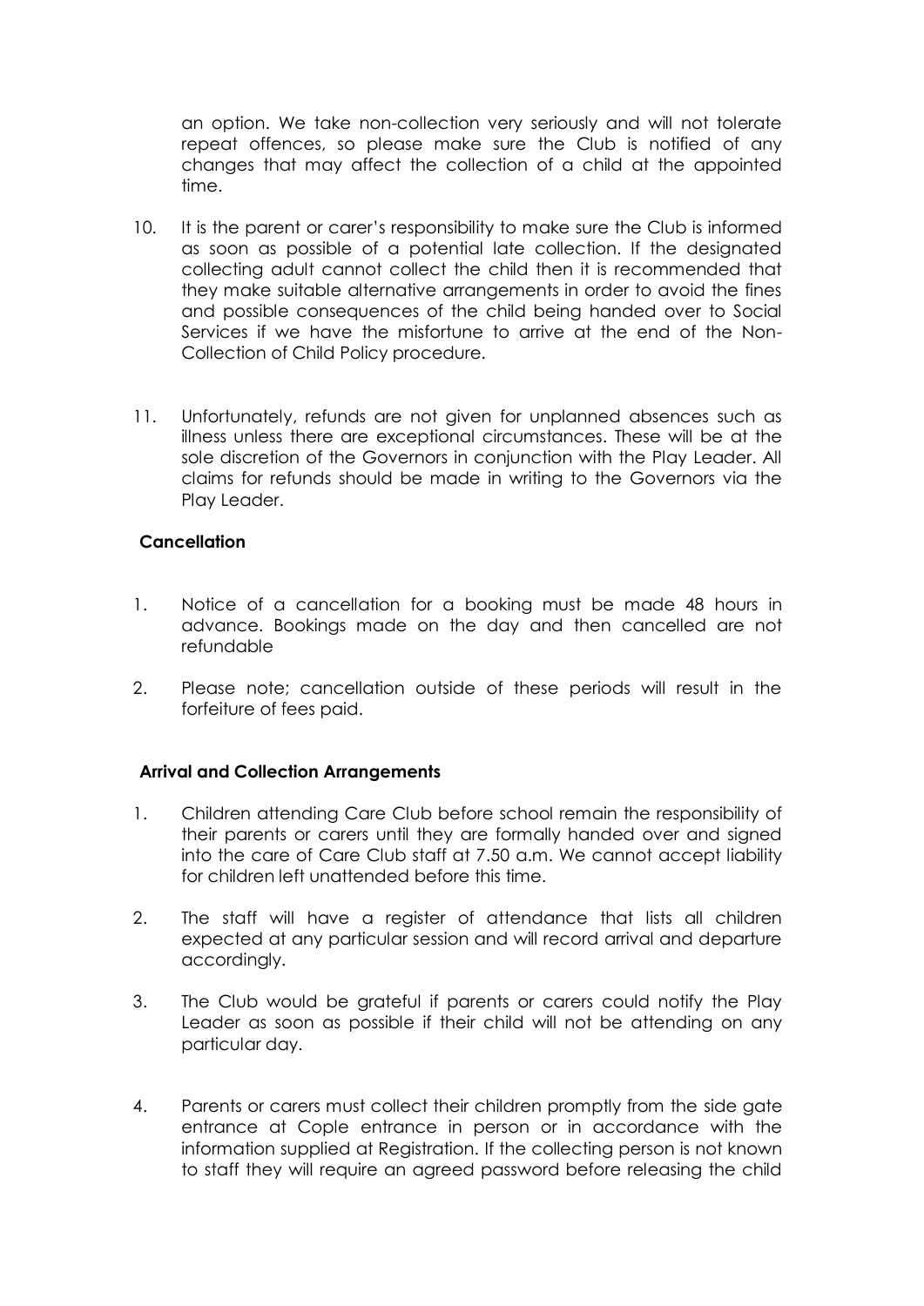an option. We take non-collection very seriously and will not tolerate repeat offences, so please make sure the Club is notified of any changes that may affect the collection of a child at the appointed time.

10. It is the parent or carer's responsibility to make sure the Club is informed as soon as possible of a potential late collection. If the designated collecting adult cannot collect the child then it is recommended that they make suitable alternative arrangements in order to avoid the fines and possible consequences of the child being handed over to Social Services if we have the misfortune to arrive at the end of the Non-Collection of Child Policy procedure.

11. Unfortunately, refunds are not given for unplanned absences such as illness unless there are exceptional circumstances. These will be at the sole discretion of the Governors in conjunction with the Play Leader. All claims for refunds should be made in writing to the Governors via the Play Leader.

**Cancellation**

1. Notice of a cancellation for a booking must be made 48 hours in advance. Bookings made on the day and then cancelled are not refundable

2. Please note; cancellation outside of these periods will result in the forfeiture of fees paid.

**Arrival and Collection Arrangements**

1. Children attending Care Club before school remain the responsibility of their parents or carers until they are formally handed over and signed into the care of Care Club staff at 7.50 a.m. We cannot accept liability for children left unattended before this time.

2. The staff will have a register of attendance that lists all children expected at any particular session and will record arrival and departure accordingly.

3. The Club would be grateful if parents or carers could notify the Play Leader as soon as possible if their child will not be attending on any particular day.

4. Parents or carers must collect their children promptly from the side gate entrance at Cople entrance in person or in accordance with the information supplied at Registration. If the collecting person is not known to staff they will require an agreed password before releasing the child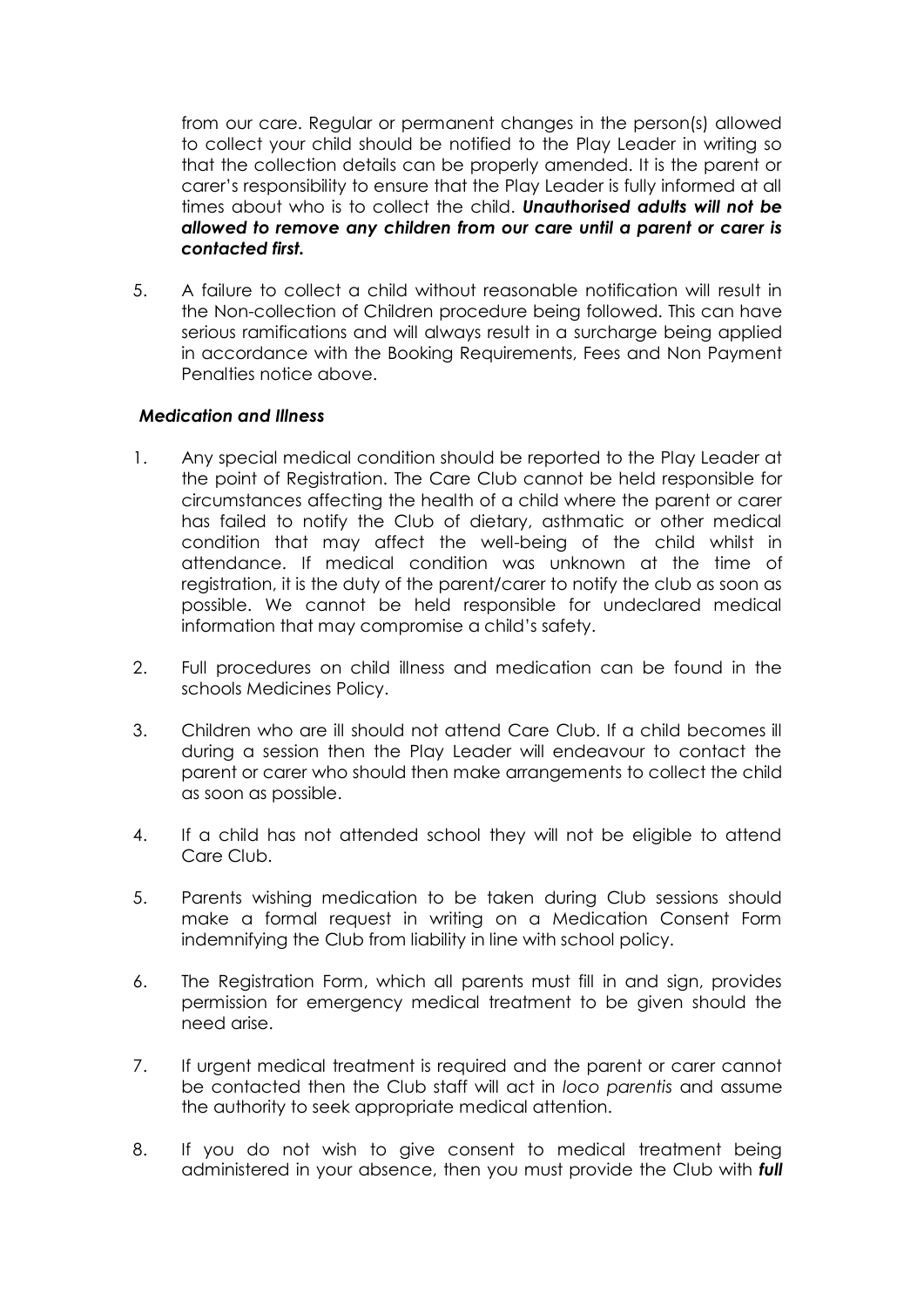from our care. Regular or permanent changes in the person(s) allowed to collect your child should be notified to the Play Leader in writing so that the collection details can be properly amended. It is the parent or carer's responsibility to ensure that the Play Leader is fully informed at all times about who is to collect the child. ***Unauthorised adults will not be allowed to remove any children from our care until a parent or carer is contacted first.***

5. A failure to collect a child without reasonable notification will result in the Non-collection of Children procedure being followed. This can have serious ramifications and will always result in a surcharge being applied in accordance with the Booking Requirements, Fees and Non Payment Penalties notice above.

***Medication and Illness***

1. Any special medical condition should be reported to the Play Leader at the point of Registration. The Care Club cannot be held responsible for circumstances affecting the health of a child where the parent or carer has failed to notify the Club of dietary, asthmatic or other medical condition that may affect the well-being of the child whilst in attendance. If medical condition was unknown at the time of registration, it is the duty of the parent/carer to notify the club as soon as possible. We cannot be held responsible for undeclared medical information that may compromise a child's safety.

2. Full procedures on child illness and medication can be found in the schools Medicines Policy.

3. Children who are ill should not attend Care Club. If a child becomes ill during a session then the Play Leader will endeavour to contact the parent or carer who should then make arrangements to collect the child as soon as possible.

4. If a child has not attended school they will not be eligible to attend Care Club.

5. Parents wishing medication to be taken during Club sessions should make a formal request in writing on a Medication Consent Form indemnifying the Club from liability in line with school policy.

6. The Registration Form, which all parents must fill in and sign, provides permission for emergency medical treatment to be given should the need arise.

7. If urgent medical treatment is required and the parent or carer cannot be contacted then the Club staff will act in *loco parentis* and assume the authority to seek appropriate medical attention.

8. If you do not wish to give consent to medical treatment being administered in your absence, then you must provide the Club with ***full***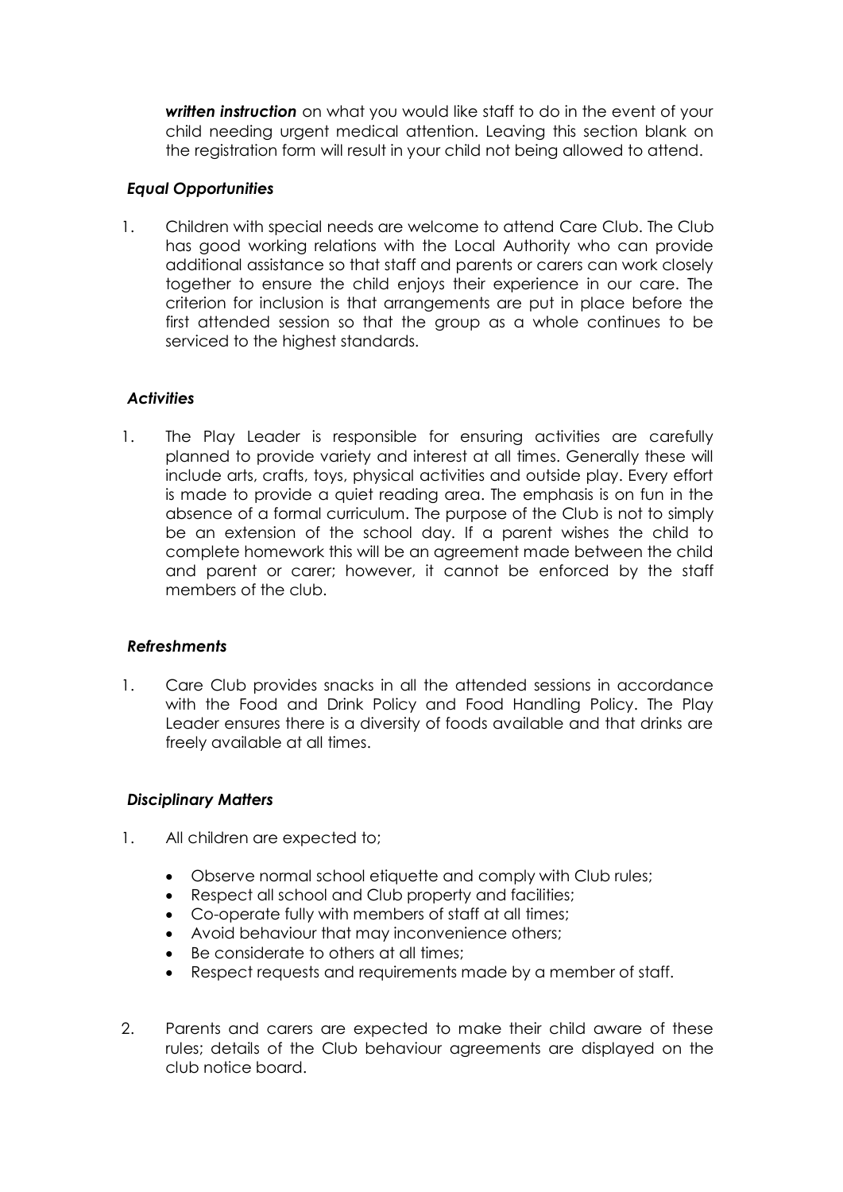***written instruction*** on what you would like staff to do in the event of your child needing urgent medical attention. Leaving this section blank on the registration form will result in your child not being allowed to attend.

### *Equal Opportunities*

1. Children with special needs are welcome to attend Care Club. The Club has good working relations with the Local Authority who can provide additional assistance so that staff and parents or carers can work closely together to ensure the child enjoys their experience in our care. The criterion for inclusion is that arrangements are put in place before the first attended session so that the group as a whole continues to be serviced to the highest standards.

### *Activities*

1. The Play Leader is responsible for ensuring activities are carefully planned to provide variety and interest at all times. Generally these will include arts, crafts, toys, physical activities and outside play. Every effort is made to provide a quiet reading area. The emphasis is on fun in the absence of a formal curriculum. The purpose of the Club is not to simply be an extension of the school day. If a parent wishes the child to complete homework this will be an agreement made between the child and parent or carer; however, it cannot be enforced by the staff members of the club.

### *Refreshments*

1. Care Club provides snacks in all the attended sessions in accordance with the Food and Drink Policy and Food Handling Policy. The Play Leader ensures there is a diversity of foods available and that drinks are freely available at all times.

### *Disciplinary Matters*

1. All children are expected to;

   - Observe normal school etiquette and comply with Club rules;
   - Respect all school and Club property and facilities;
   - Co-operate fully with members of staff at all times;
   - Avoid behaviour that may inconvenience others;
   - Be considerate to others at all times;
   - Respect requests and requirements made by a member of staff.

2. Parents and carers are expected to make their child aware of these rules; details of the Club behaviour agreements are displayed on the club notice board.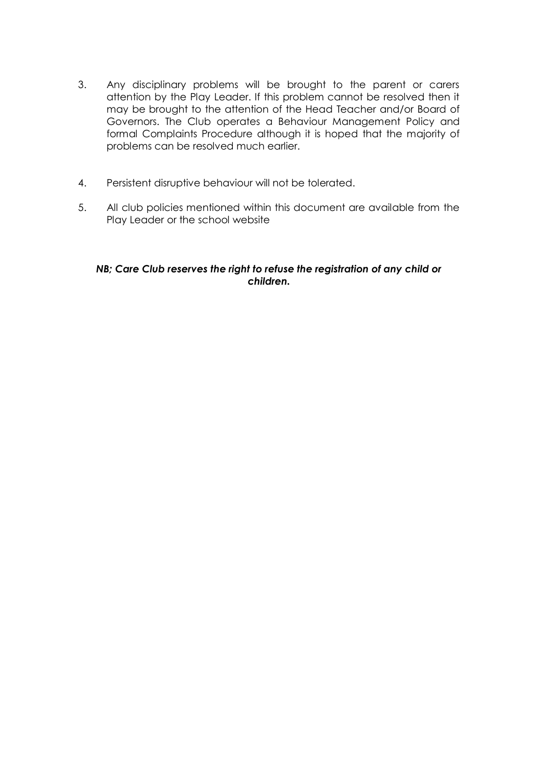3. Any disciplinary problems will be brought to the parent or carers attention by the Play Leader. If this problem cannot be resolved then it may be brought to the attention of the Head Teacher and/or Board of Governors. The Club operates a Behaviour Management Policy and formal Complaints Procedure although it is hoped that the majority of problems can be resolved much earlier.

4. Persistent disruptive behaviour will not be tolerated.

5. All club policies mentioned within this document are available from the Play Leader or the school website

***NB; Care Club reserves the right to refuse the registration of any child or children.***